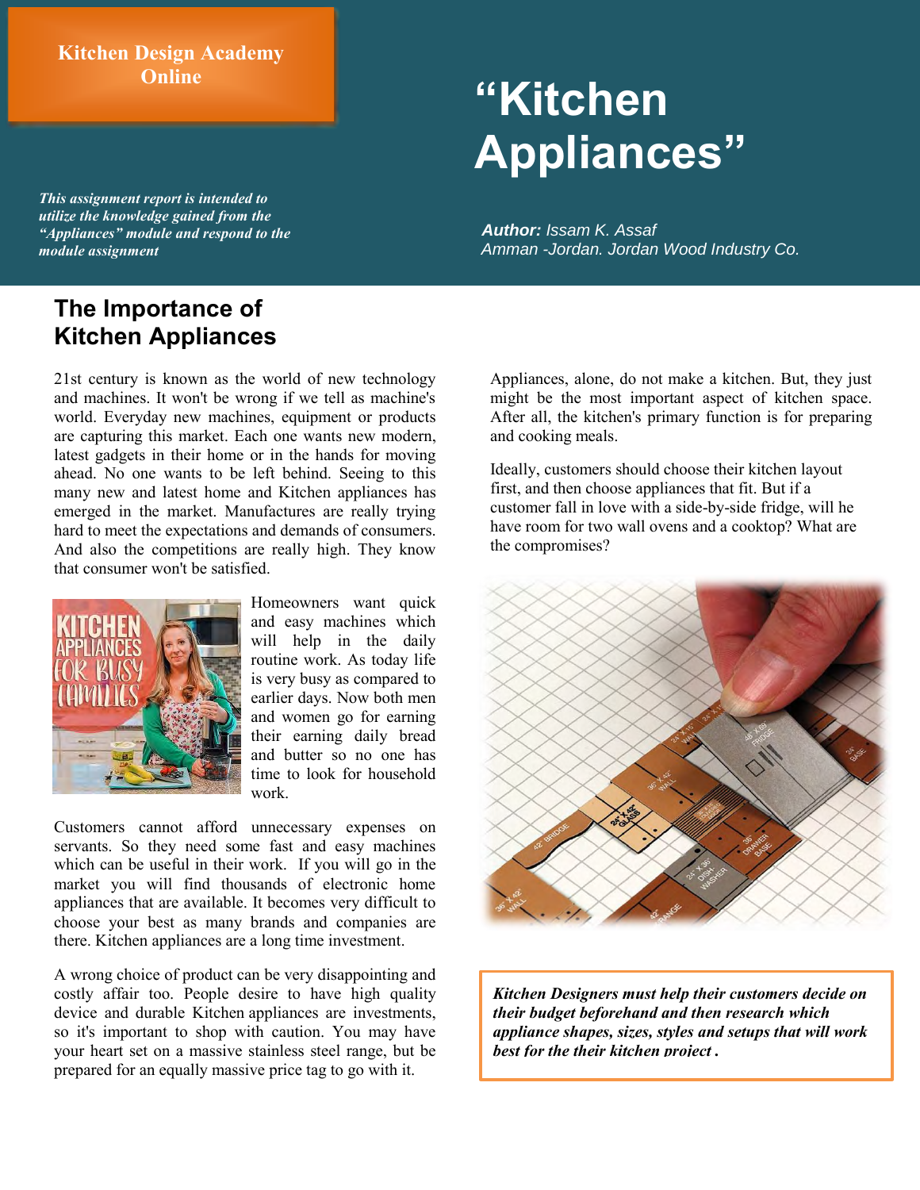**Kitchen Design Academy Online**

*This assignment report is intended to utilize the knowledge gained from the "Appliances" module and respond to the module assignment*

# "Kitchen Appliances"

***Author:*** *Issam K. Assaf*
*Amman -Jordan. Jordan Wood Industry Co.*

## The Importance of Kitchen Appliances

21st century is known as the world of new technology and machines. It won't be wrong if we tell as machine's world. Everyday new machines, equipment or products are capturing this market. Each one wants new modern, latest gadgets in their home or in the hands for moving ahead. No one wants to be left behind. Seeing to this many new and latest home and Kitchen appliances has emerged in the market. Manufactures are really trying hard to meet the expectations and demands of consumers. And also the competitions are really high. They know that consumer won't be satisfied.

Homeowners want quick and easy machines which will help in the daily routine work. As today life is very busy as compared to earlier days. Now both men and women go for earning their earning daily bread and butter so no one has time to look for household work.

Customers cannot afford unnecessary expenses on servants. So they need some fast and easy machines which can be useful in their work. If you will go in the market you will find thousands of electronic home appliances that are available. It becomes very difficult to choose your best as many brands and companies are there. Kitchen appliances are a long time investment.

A wrong choice of product can be very disappointing and costly affair too. People desire to have high quality device and durable Kitchen appliances are investments, so it's important to shop with caution. You may have your heart set on a massive stainless steel range, but be prepared for an equally massive price tag to go with it.

Appliances, alone, do not make a kitchen. But, they just might be the most important aspect of kitchen space. After all, the kitchen's primary function is for preparing and cooking meals.

Ideally, customers should choose their kitchen layout first, and then choose appliances that fit. But if a customer fall in love with a side-by-side fridge, will he have room for two wall ovens and a cooktop? What are the compromises?

***Kitchen Designers must help their customers decide on their budget beforehand and then research which appliance shapes, sizes, styles and setups that will work best for the their kitchen project .***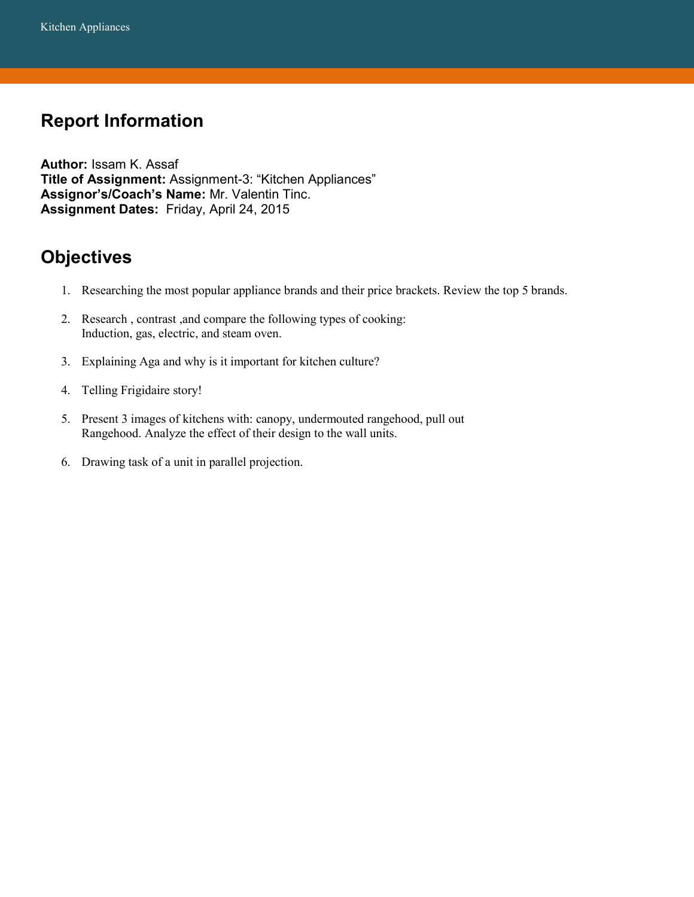## Report Information

**Author:** Issam K. Assaf
**Title of Assignment:** Assignment-3: “Kitchen Appliances”
**Assignor’s/Coach’s Name:** Mr. Valentin Tinc.
**Assignment Dates:** Friday, April 24, 2015

## Objectives

1. Researching the most popular appliance brands and their price brackets. Review the top 5 brands.
2. Research , contrast ,and compare the following types of cooking:
   Induction, gas, electric, and steam oven.
3. Explaining Aga and why is it important for kitchen culture?
4. Telling Frigidaire story!
5. Present 3 images of kitchens with: canopy, undermouted rangehood, pull out
   Rangehood. Analyze the effect of their design to the wall units.
6. Drawing task of a unit in parallel projection.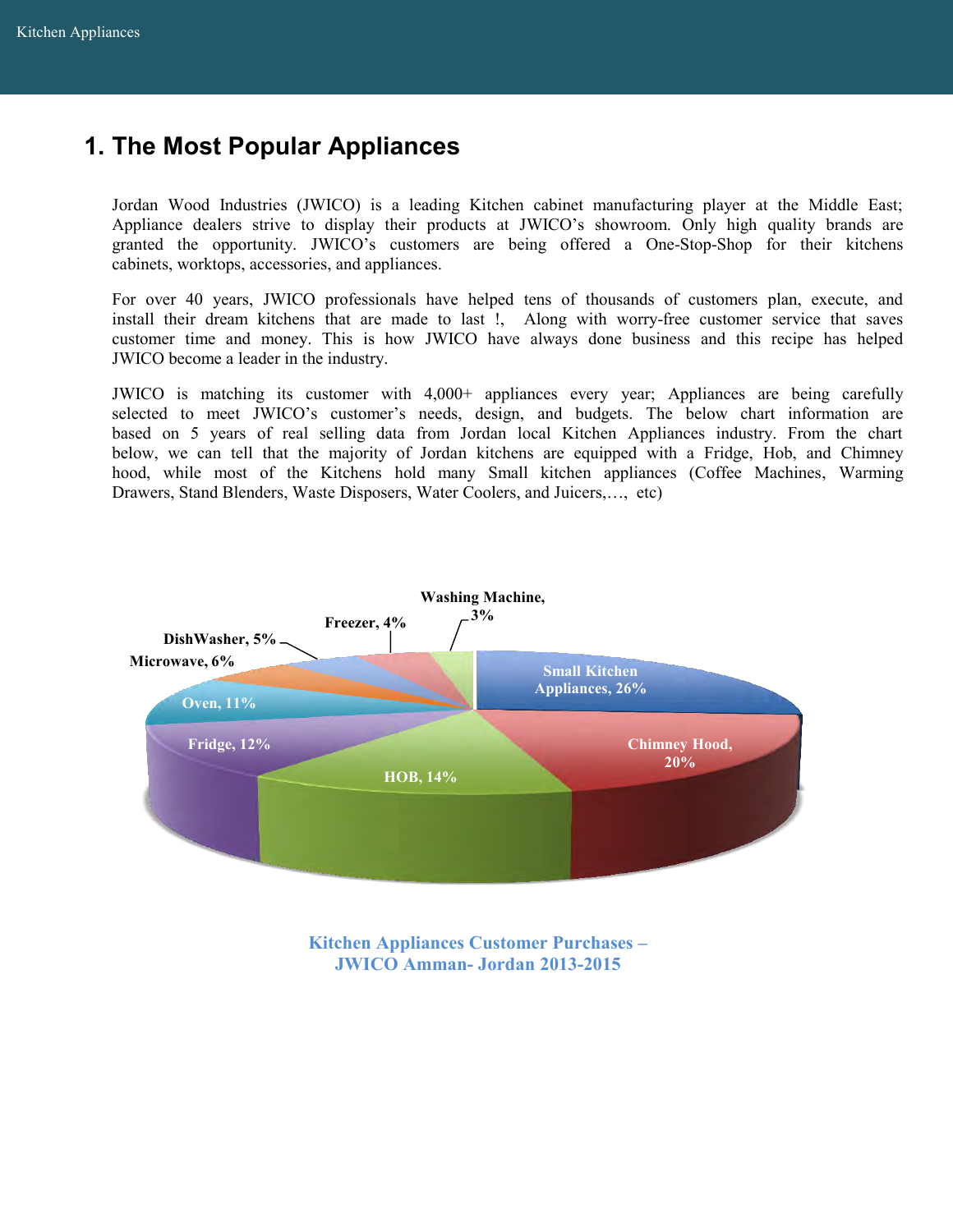# 1. The Most Popular Appliances

Jordan Wood Industries (JWICO) is a leading Kitchen cabinet manufacturing player at the Middle East; Appliance dealers strive to display their products at JWICO's showroom. Only high quality brands are granted the opportunity. JWICO's customers are being offered a One-Stop-Shop for their kitchens cabinets, worktops, accessories, and appliances.

For over 40 years, JWICO professionals have helped tens of thousands of customers plan, execute, and install their dream kitchens that are made to last !, Along with worry-free customer service that saves customer time and money. This is how JWICO have always done business and this recipe has helped JWICO become a leader in the industry.

JWICO is matching its customer with 4,000+ appliances every year; Appliances are being carefully selected to meet JWICO's customer's needs, design, and budgets. The below chart information are based on 5 years of real selling data from Jordan local Kitchen Appliances industry. From the chart below, we can tell that the majority of Jordan kitchens are equipped with a Fridge, Hob, and Chimney hood, while most of the Kitchens hold many Small kitchen appliances (Coffee Machines, Warming Drawers, Stand Blenders, Waste Disposers, Water Coolers, and Juicers,…, etc)

| Appliance | Share |
| --- | --- |
| Small Kitchen Appliances | 26% |
| Chimney Hood | 20% |
| HOB | 14% |
| Fridge | 12% |
| Oven | 11% |
| Microwave | 6% |
| DishWasher | 5% |
| Freezer | 4% |
| Washing Machine | 3% |

**Kitchen Appliances Customer Purchases – JWICO Amman- Jordan 2013-2015**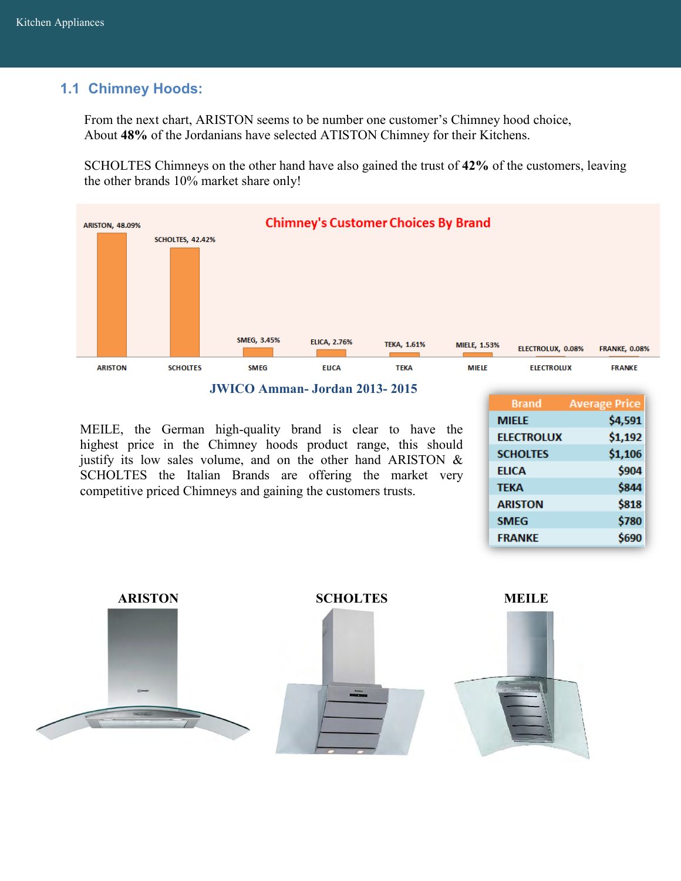## 1.1 Chimney Hoods:

From the next chart, ARISTON seems to be number one customer's Chimney hood choice, About **48%** of the Jordanians have selected ATISTON Chimney for their Kitchens.

SCHOLTES Chimneys on the other hand have also gained the trust of **42%** of the customers, leaving the other brands 10% market share only!

**Chimney's Customer Choices By Brand**

| Brand | Share |
|---|---|
| ARISTON | 48.09% |
| SCHOLTES | 42.42% |
| SMEG | 3.45% |
| ELICA | 2.76% |
| TEKA | 1.61% |
| MIELE | 1.53% |
| ELECTROLUX | 0.08% |
| FRANKE | 0.08% |

**JWICO Amman- Jordan 2013- 2015**

MEILE, the German high-quality brand is clear to have the highest price in the Chimney hoods product range, this should justify its low sales volume, and on the other hand ARISTON & SCHOLTES the Italian Brands are offering the market very competitive priced Chimneys and gaining the customers trusts.

| Brand | Average Price |
|---|---|
| MIELE | $4,591 |
| ELECTROLUX | $1,192 |
| SCHOLTES | $1,106 |
| ELICA | $904 |
| TEKA | $844 |
| ARISTON | $818 |
| SMEG | $780 |
| FRANKE | $690 |

**ARISTON** **SCHOLTES** **MEILE**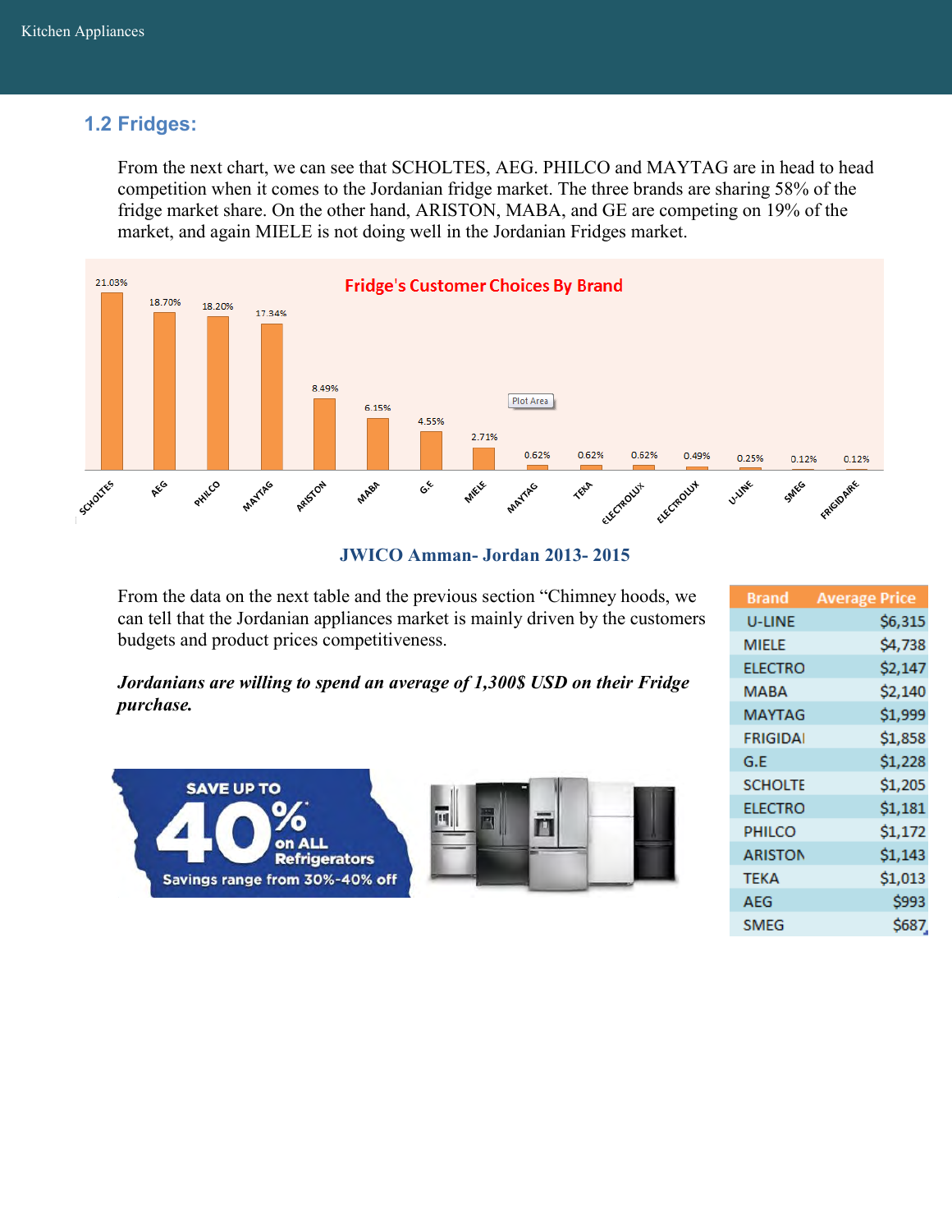## 1.2 Fridges:

From the next chart, we can see that SCHOLTES, AEG. PHILCO and MAYTAG are in head to head competition when it comes to the Jordanian fridge market. The three brands are sharing 58% of the fridge market share. On the other hand, ARISTON, MABA, and GE are competing on 19% of the market, and again MIELE is not doing well in the Jordanian Fridges market.

**Fridge's Customer Choices By Brand**

| Brand | Share |
|---|---|
| SCHOLTES | 21.03% |
| AEG | 18.70% |
| PHILCO | 18.20% |
| MAYTAG | 17.34% |
| ARISTON | 8.49% |
| MABA | 6.15% |
| G.E | 4.55% |
| MIELE | 2.71% |
| MAYTAG | 0.62% |
| TEKA | 0.62% |
| ELECTROLUX | 0.62% |
| ELECTROLUX | 0.49% |
| U-LINE | 0.25% |
| SMEG | 0.12% |
| FRIGIDAIRE | 0.12% |

**JWICO Amman- Jordan 2013- 2015**

From the data on the next table and the previous section "Chimney hoods, we can tell that the Jordanian appliances market is mainly driven by the customers budgets and product prices competitiveness.

***Jordanians are willing to spend an average of 1,300$ USD on their Fridge purchase.***

| Brand | Average Price |
|---|---|
| U-LINE | $6,315 |
| MIELE | $4,738 |
| ELECTRO | $2,147 |
| MABA | $2,140 |
| MAYTAG | $1,999 |
| FRIGIDAI | $1,858 |
| G.E | $1,228 |
| SCHOLTE | $1,205 |
| ELECTRO | $1,181 |
| PHILCO | $1,172 |
| ARISTON | $1,143 |
| TEKA | $1,013 |
| AEG | $993 |
| SMEG | $687 |

SAVE UP TO 40% on ALL Refrigerators

Savings range from 30%-40% off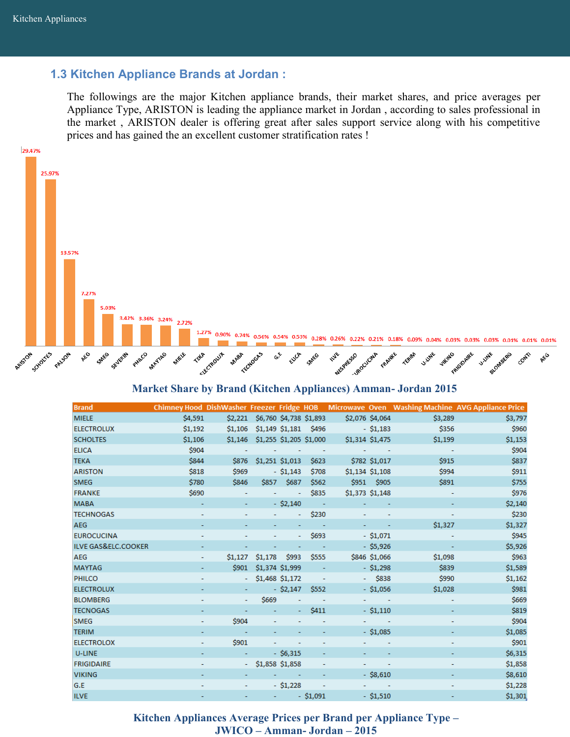## 1.3 Kitchen Appliance Brands at Jordan :

The followings are the major Kitchen appliance brands, their market shares, and price averages per Appliance Type, ARISTON is leading the appliance market in Jordan , according to sales professional in the market , ARISTON dealer is offering great after sales support service along with his competitive prices and has gained the an excellent customer stratification rates !

| Brand | Market Share |
|---|---|
| ARISTON | 29.47% |
| SCHOLTES | 25.97% |
| PALSON | 13.57% |
| AEG | 7.27% |
| SMEG | 5.03% |
| SEVERIN | 3.42% |
| PHILCO | 3.36% |
| MAYTAG | 3.24% |
| MIELE | 2.72% |
| TEKA | 1.27% |
| ELECTROLUX | 0.90% |
| MABA | 0.74% |
| TECNOGAS | 0.56% |
| G.E | 0.54% |
| ELICA | 0.53% |
| SMEG | 0.28% |
| ILVE | 0.26% |
| NESPRESSO | 0.22% |
| EUROCUCINA | 0.21% |
| FRANKE | 0.18% |
| TERIM | 0.09% |
| U-LINE | 0.04% |
| VIKING | 0.03% |
| FRIGIDAIRE | 0.03% |
| U-LINE | 0.03% |
| BLOMBERG | 0.01% |
| CONTI | 0.01% |
| AEG | 0.01% |

**Market Share by Brand (Kitchen Appliances) Amman- Jordan 2015**

| Brand | Chimney Hood | DishWasher | Freezer | Fridge | HOB | Microwave | Oven | Washing Machine | AVG Appliance Price |
|---|---|---|---|---|---|---|---|---|---|
| MIELE | $4,591 | $2,221 | $6,760 | $4,738 | $1,893 | $2,076 | $4,064 | $3,289 | $3,797 |
| ELECTROLUX | $1,192 | $1,106 | $1,149 | $1,181 | $496 | - | $1,183 | $356 | $960 |
| SCHOLTES | $1,106 | $1,146 | $1,255 | $1,205 | $1,000 | $1,314 | $1,475 | $1,199 | $1,153 |
| ELICA | $904 | - | - | - | - | - | - | - | $904 |
| TEKA | $844 | $876 | $1,251 | $1,013 | $623 | $782 | $1,017 | $915 | $837 |
| ARISTON | $818 | $969 | - | $1,143 | $708 | $1,134 | $1,108 | $994 | $911 |
| SMEG | $780 | $846 | $857 | $687 | $562 | $951 | $905 | $891 | $755 |
| FRANKE | $690 | - | - | - | $835 | $1,373 | $1,148 | - | $976 |
| MABA | - | - | - | $2,140 | - | - | - | - | $2,140 |
| TECHNOGAS | - | - | - | - | $230 | - | - | - | $230 |
| AEG | - | - | - | - | - | - | - | $1,327 | $1,327 |
| EUROCUCINA | - | - | - | - | $693 | - | $1,071 | - | $945 |
| ILVE GAS&ELC.COOKER | - | - | - | - | - | - | $5,926 | - | $5,926 |
| AEG | - | $1,127 | $1,178 | $993 | $555 | $846 | $1,066 | $1,098 | $963 |
| MAYTAG | - | $901 | $1,374 | $1,999 | - | - | $1,298 | $839 | $1,589 |
| PHILCO | - | - | $1,468 | $1,172 | - | - | $838 | $990 | $1,162 |
| ELECTROLUX | - | - | - | $2,147 | $552 | - | $1,056 | $1,028 | $981 |
| BLOMBERG | - | - | $669 | - | - | - | - | - | $669 |
| TECNOGAS | - | - | - | - | $411 | - | $1,110 | - | $819 |
| SMEG | - | $904 | - | - | - | - | - | - | $904 |
| TERIM | - | - | - | - | - | - | $1,085 | - | $1,085 |
| ELECTROLOX | - | $901 | - | - | - | - | - | - | $901 |
| U-LINE | - | - | - | $6,315 | - | - | - | - | $6,315 |
| FRIGIDAIRE | - | - | $1,858 | $1,858 | - | - | - | - | $1,858 |
| VIKING | - | - | - | - | - | - | $8,610 | - | $8,610 |
| G.E | - | - | - | $1,228 | - | - | - | - | $1,228 |
| ILVE | - | - | - | - | $1,091 | - | $1,510 | - | $1,301 |

**Kitchen Appliances Average Prices per Brand per Appliance Type – JWICO – Amman- Jordan – 2015**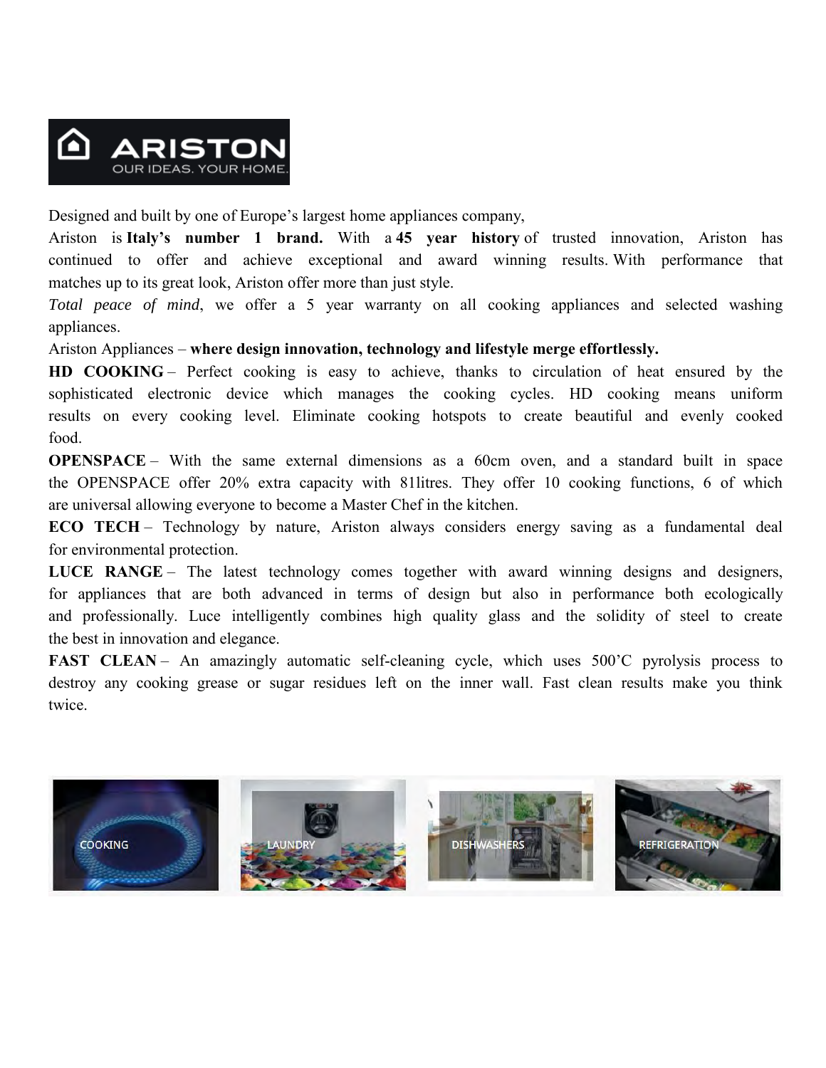ARISTON
OUR IDEAS. YOUR HOME.

Designed and built by one of Europe's largest home appliances company,
Ariston is **Italy's number 1 brand.** With a **45 year history** of trusted innovation, Ariston has continued to offer and achieve exceptional and award winning results. With performance that matches up to its great look, Ariston offer more than just style.

*Total peace of mind*, we offer a 5 year warranty on all cooking appliances and selected washing appliances.

Ariston Appliances – **where design innovation, technology and lifestyle merge effortlessly.**

**HD COOKING** – Perfect cooking is easy to achieve, thanks to circulation of heat ensured by the sophisticated electronic device which manages the cooking cycles. HD cooking means uniform results on every cooking level. Eliminate cooking hotspots to create beautiful and evenly cooked food.

**OPENSPACE** – With the same external dimensions as a 60cm oven, and a standard built in space the OPENSPACE offer 20% extra capacity with 81litres. They offer 10 cooking functions, 6 of which are universal allowing everyone to become a Master Chef in the kitchen.

**ECO TECH** – Technology by nature, Ariston always considers energy saving as a fundamental deal for environmental protection.

**LUCE RANGE** – The latest technology comes together with award winning designs and designers, for appliances that are both advanced in terms of design but also in performance both ecologically and professionally. Luce intelligently combines high quality glass and the solidity of steel to create the best in innovation and elegance.

**FAST CLEAN** – An amazingly automatic self-cleaning cycle, which uses 500'C pyrolysis process to destroy any cooking grease or sugar residues left on the inner wall. Fast clean results make you think twice.

COOKING LAUNDRY DISHWASHERS REFRIGERATION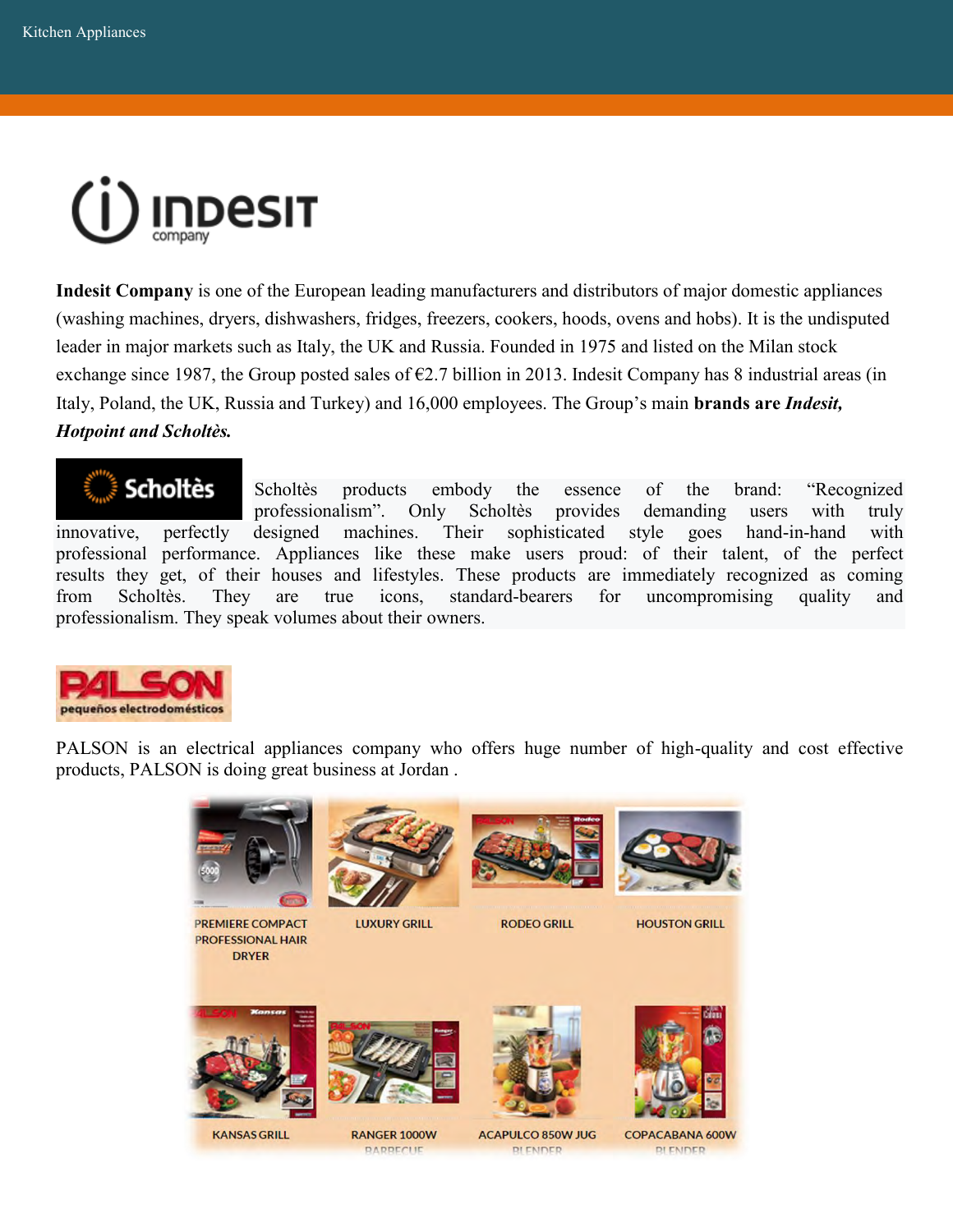**Indesit Company** is one of the European leading manufacturers and distributors of major domestic appliances (washing machines, dryers, dishwashers, fridges, freezers, cookers, hoods, ovens and hobs). It is the undisputed leader in major markets such as Italy, the UK and Russia. Founded in 1975 and listed on the Milan stock exchange since 1987, the Group posted sales of €2.7 billion in 2013. Indesit Company has 8 industrial areas (in Italy, Poland, the UK, Russia and Turkey) and 16,000 employees. The Group's main **brands are *Indesit, Hotpoint and Scholtès.***

Scholtès products embody the essence of the brand: "Recognized professionalism". Only Scholtès provides demanding users with truly innovative, perfectly designed machines. Their sophisticated style goes hand-in-hand with professional performance. Appliances like these make users proud: of their talent, of the perfect results they get, of their houses and lifestyles. These products are immediately recognized as coming from Scholtès. They are true icons, standard-bearers for uncompromising quality and professionalism. They speak volumes about their owners.

PALSON is an electrical appliances company who offers huge number of high-quality and cost effective products, PALSON is doing great business at Jordan .

PREMIERE COMPACT PROFESSIONAL HAIR DRYER | LUXURY GRILL | RODEO GRILL | HOUSTON GRILL

KANSAS GRILL | RANGER 1000W BARBECUE | ACAPULCO 850W JUG BLENDER | COPACABANA 600W BLENDER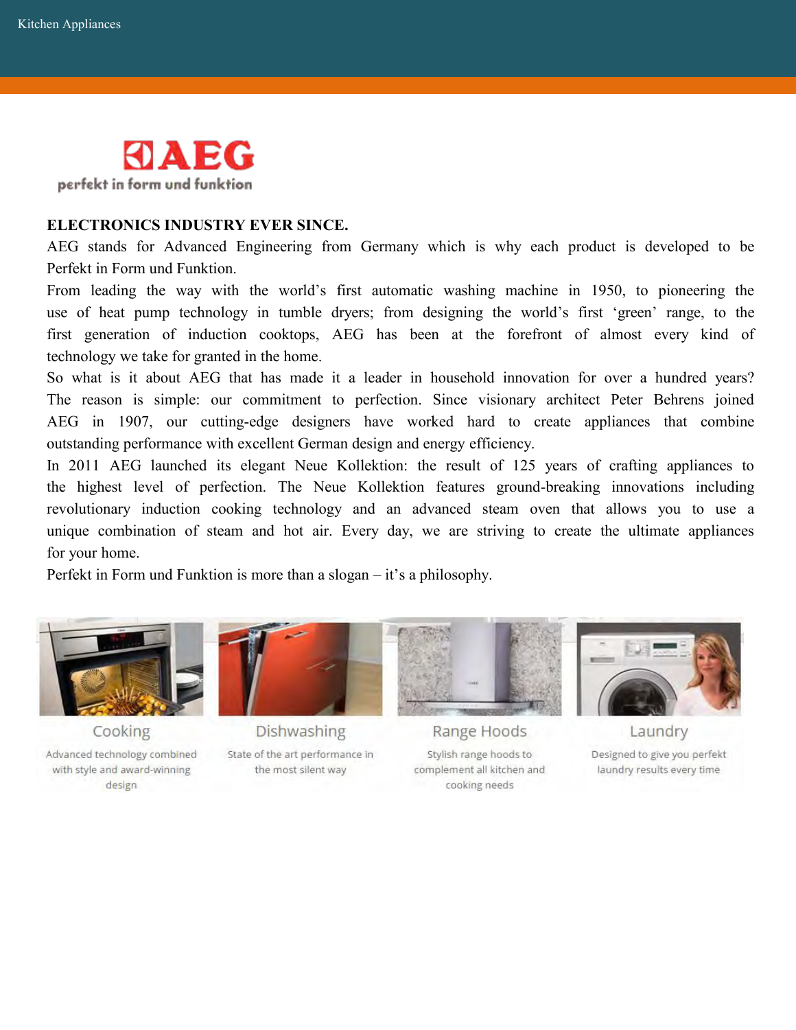AEG

perfekt in form und funktion

**ELECTRONICS INDUSTRY EVER SINCE.**

AEG stands for Advanced Engineering from Germany which is why each product is developed to be Perfekt in Form und Funktion.

From leading the way with the world's first automatic washing machine in 1950, to pioneering the use of heat pump technology in tumble dryers; from designing the world's first 'green' range, to the first generation of induction cooktops, AEG has been at the forefront of almost every kind of technology we take for granted in the home.

So what is it about AEG that has made it a leader in household innovation for over a hundred years? The reason is simple: our commitment to perfection. Since visionary architect Peter Behrens joined AEG in 1907, our cutting-edge designers have worked hard to create appliances that combine outstanding performance with excellent German design and energy efficiency.

In 2011 AEG launched its elegant Neue Kollektion: the result of 125 years of crafting appliances to the highest level of perfection. The Neue Kollektion features ground-breaking innovations including revolutionary induction cooking technology and an advanced steam oven that allows you to use a unique combination of steam and hot air. Every day, we are striving to create the ultimate appliances for your home.

Perfekt in Form und Funktion is more than a slogan – it's a philosophy.

**Cooking**

Advanced technology combined with style and award-winning design

**Dishwashing**

State of the art performance in the most silent way

**Range Hoods**

Stylish range hoods to complement all kitchen and cooking needs

**Laundry**

Designed to give you perfekt laundry results every time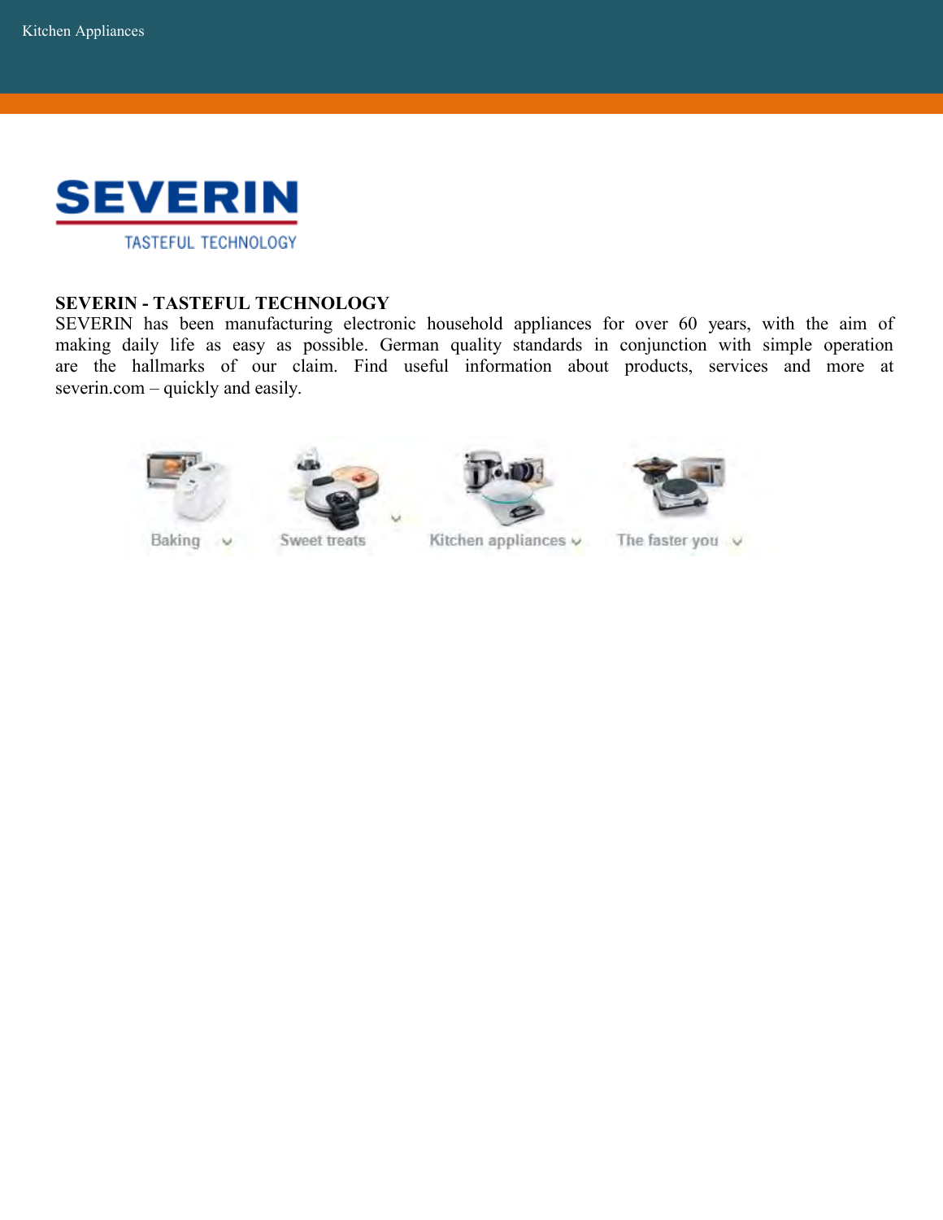SEVERIN

TASTEFUL TECHNOLOGY

**SEVERIN - TASTEFUL TECHNOLOGY**

SEVERIN has been manufacturing electronic household appliances for over 60 years, with the aim of making daily life as easy as possible. German quality standards in conjunction with simple operation are the hallmarks of our claim. Find useful information about products, services and more at severin.com – quickly and easily.

Baking | Sweet treats | Kitchen appliances | The faster you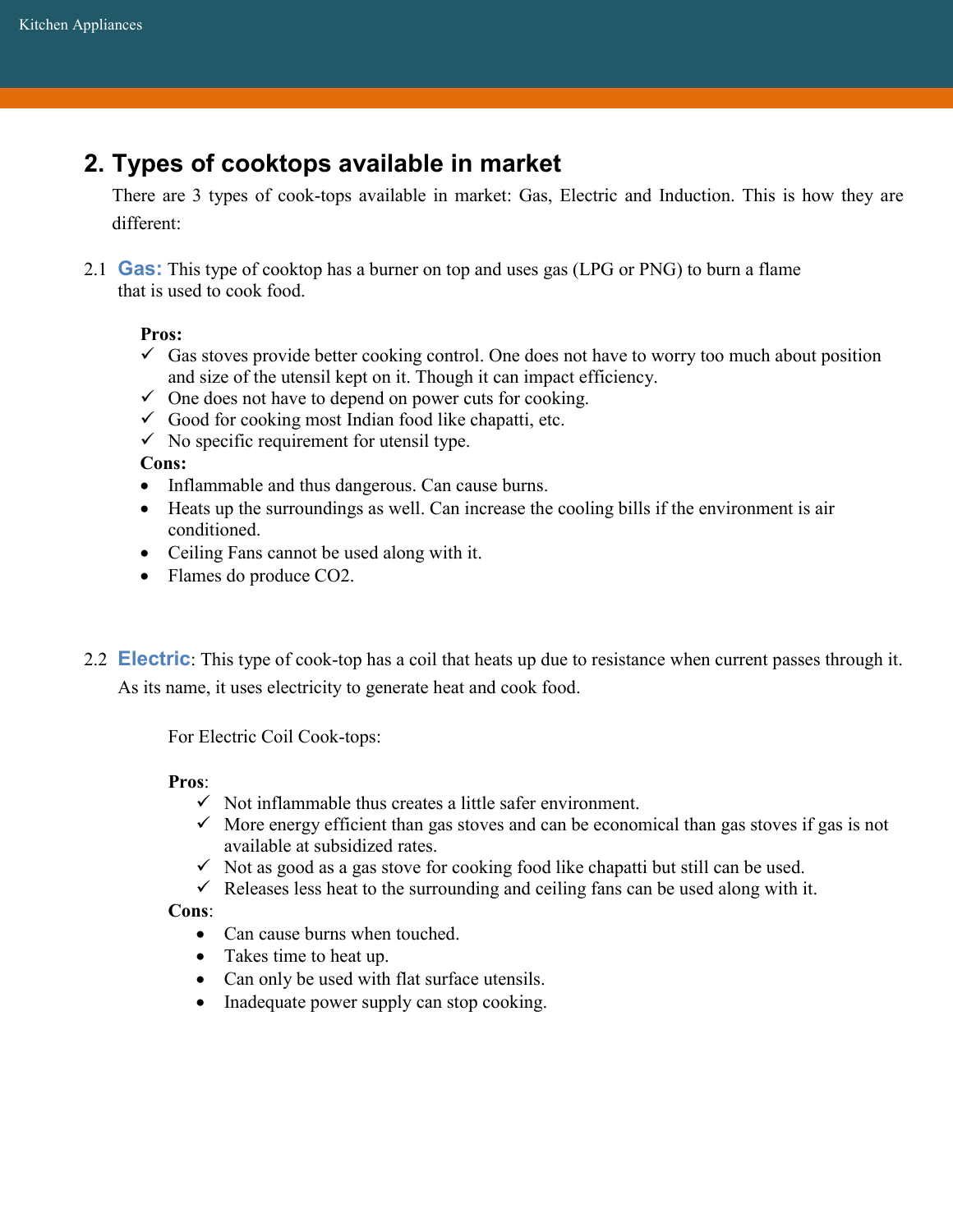## 2. Types of cooktops available in market

There are 3 types of cook-tops available in market: Gas, Electric and Induction. This is how they are different:

2.1 **Gas:** This type of cooktop has a burner on top and uses gas (LPG or PNG) to burn a flame that is used to cook food.

**Pros:**

- ✓ Gas stoves provide better cooking control. One does not have to worry too much about position and size of the utensil kept on it. Though it can impact efficiency.
- ✓ One does not have to depend on power cuts for cooking.
- ✓ Good for cooking most Indian food like chapatti, etc.
- ✓ No specific requirement for utensil type.

**Cons:**

- Inflammable and thus dangerous. Can cause burns.
- Heats up the surroundings as well. Can increase the cooling bills if the environment is air conditioned.
- Ceiling Fans cannot be used along with it.
- Flames do produce $CO_2$.

2.2 **Electric**: This type of cook-top has a coil that heats up due to resistance when current passes through it. As its name, it uses electricity to generate heat and cook food.

For Electric Coil Cook-tops:

**Pros**:

- ✓ Not inflammable thus creates a little safer environment.
- ✓ More energy efficient than gas stoves and can be economical than gas stoves if gas is not available at subsidized rates.
- ✓ Not as good as a gas stove for cooking food like chapatti but still can be used.
- ✓ Releases less heat to the surrounding and ceiling fans can be used along with it.

**Cons**:

- Can cause burns when touched.
- Takes time to heat up.
- Can only be used with flat surface utensils.
- Inadequate power supply can stop cooking.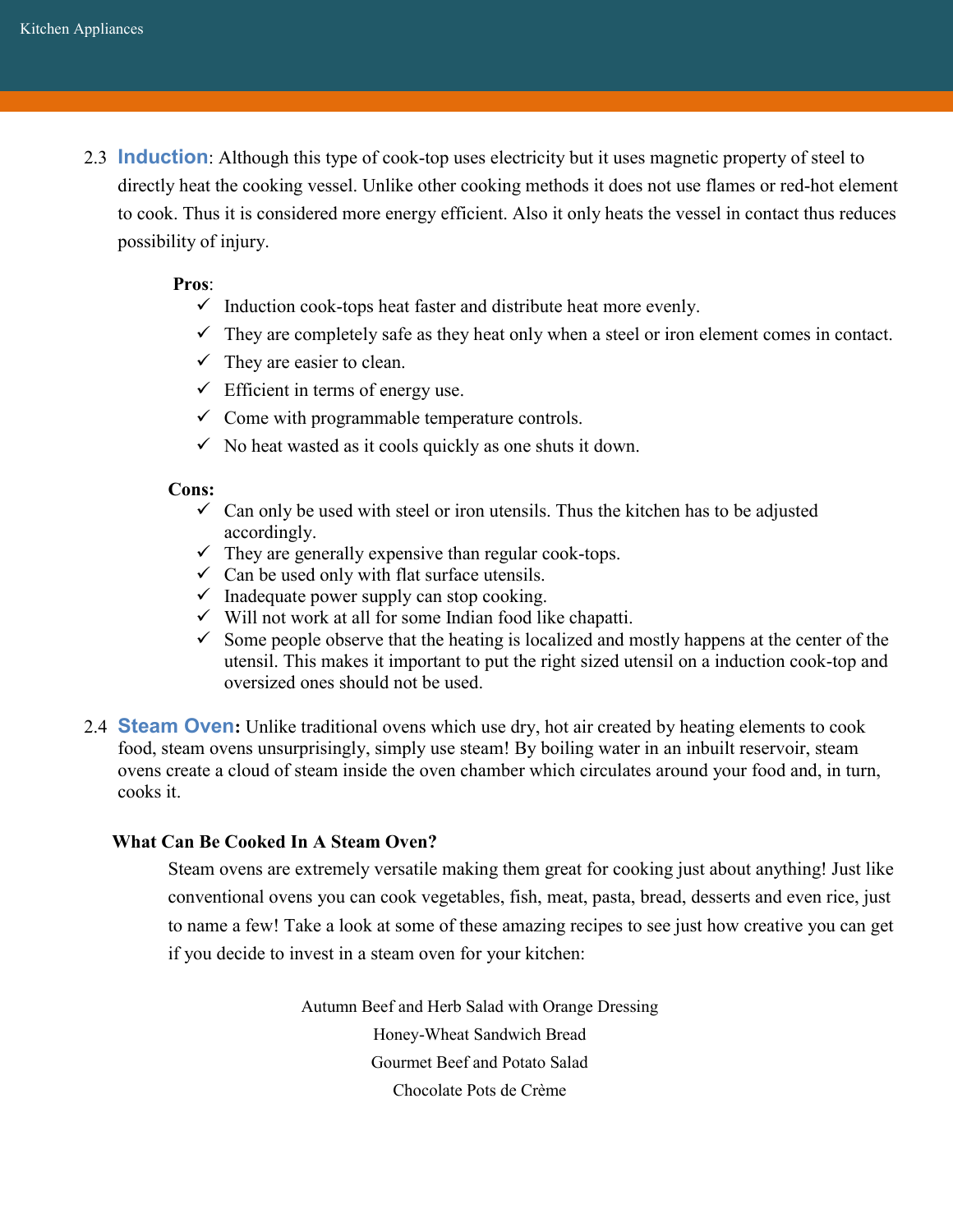2.3 **Induction**: Although this type of cook-top uses electricity but it uses magnetic property of steel to directly heat the cooking vessel. Unlike other cooking methods it does not use flames or red-hot element to cook. Thus it is considered more energy efficient. Also it only heats the vessel in contact thus reduces possibility of injury.

**Pros**:

- ✓ Induction cook-tops heat faster and distribute heat more evenly.
- ✓ They are completely safe as they heat only when a steel or iron element comes in contact.
- ✓ They are easier to clean.
- ✓ Efficient in terms of energy use.
- ✓ Come with programmable temperature controls.
- ✓ No heat wasted as it cools quickly as one shuts it down.

**Cons:**

- ✓ Can only be used with steel or iron utensils. Thus the kitchen has to be adjusted accordingly.
- ✓ They are generally expensive than regular cook-tops.
- ✓ Can be used only with flat surface utensils.
- ✓ Inadequate power supply can stop cooking.
- ✓ Will not work at all for some Indian food like chapatti.
- ✓ Some people observe that the heating is localized and mostly happens at the center of the utensil. This makes it important to put the right sized utensil on a induction cook-top and oversized ones should not be used.

2.4 **Steam Oven:** Unlike traditional ovens which use dry, hot air created by heating elements to cook food, steam ovens unsurprisingly, simply use steam! By boiling water in an inbuilt reservoir, steam ovens create a cloud of steam inside the oven chamber which circulates around your food and, in turn, cooks it.

**What Can Be Cooked In A Steam Oven?**

Steam ovens are extremely versatile making them great for cooking just about anything! Just like conventional ovens you can cook vegetables, fish, meat, pasta, bread, desserts and even rice, just to name a few! Take a look at some of these amazing recipes to see just how creative you can get if you decide to invest in a steam oven for your kitchen:

Autumn Beef and Herb Salad with Orange Dressing

Honey-Wheat Sandwich Bread

Gourmet Beef and Potato Salad

Chocolate Pots de Crème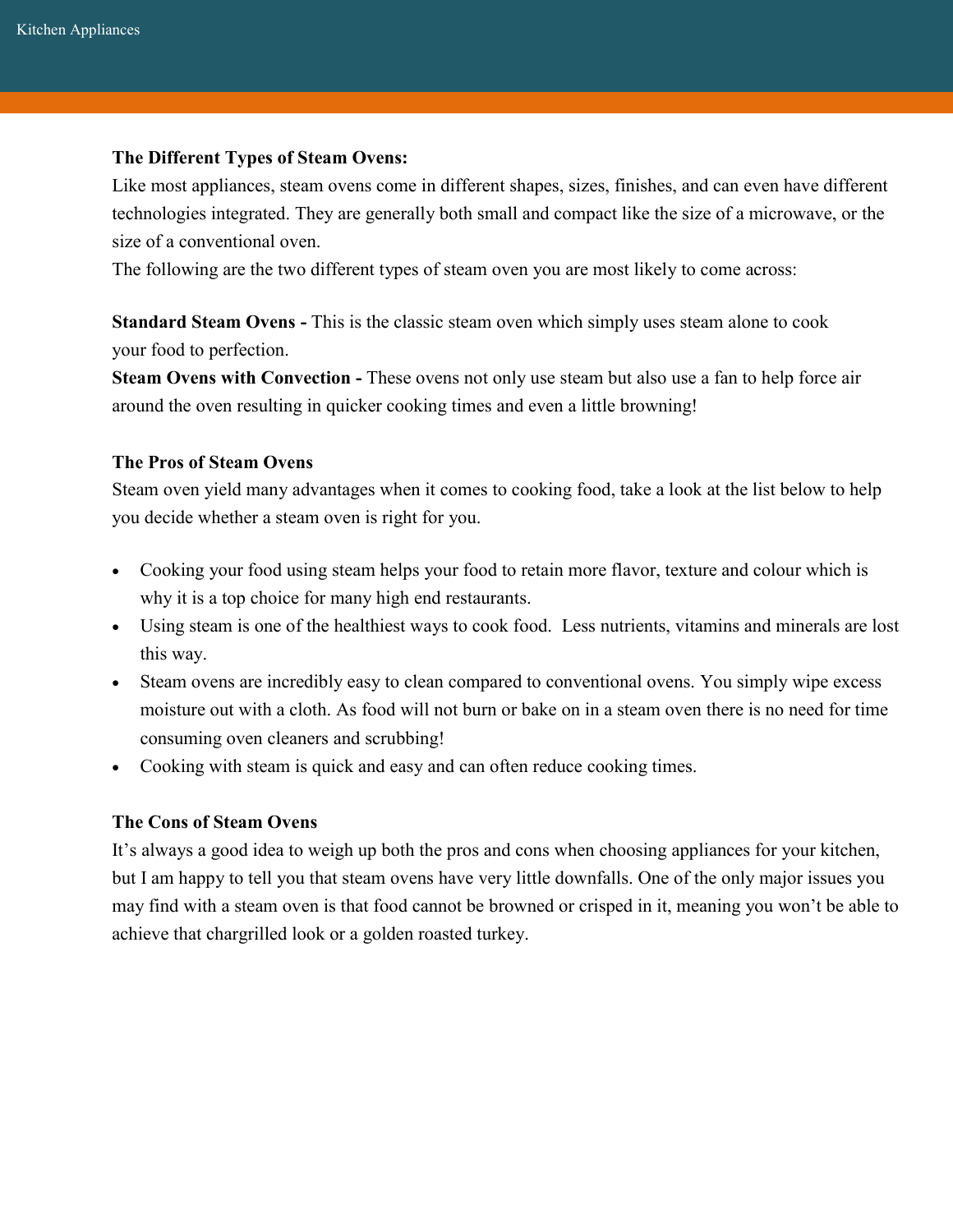**The Different Types of Steam Ovens:**

Like most appliances, steam ovens come in different shapes, sizes, finishes, and can even have different technologies integrated. They are generally both small and compact like the size of a microwave, or the size of a conventional oven.

The following are the two different types of steam oven you are most likely to come across:

**Standard Steam Ovens -** This is the classic steam oven which simply uses steam alone to cook your food to perfection.

**Steam Ovens with Convection -** These ovens not only use steam but also use a fan to help force air around the oven resulting in quicker cooking times and even a little browning!

**The Pros of Steam Ovens**

Steam oven yield many advantages when it comes to cooking food, take a look at the list below to help you decide whether a steam oven is right for you.

- Cooking your food using steam helps your food to retain more flavor, texture and colour which is why it is a top choice for many high end restaurants.
- Using steam is one of the healthiest ways to cook food. Less nutrients, vitamins and minerals are lost this way.
- Steam ovens are incredibly easy to clean compared to conventional ovens. You simply wipe excess moisture out with a cloth. As food will not burn or bake on in a steam oven there is no need for time consuming oven cleaners and scrubbing!
- Cooking with steam is quick and easy and can often reduce cooking times.

**The Cons of Steam Ovens**

It's always a good idea to weigh up both the pros and cons when choosing appliances for your kitchen, but I am happy to tell you that steam ovens have very little downfalls. One of the only major issues you may find with a steam oven is that food cannot be browned or crisped in it, meaning you won't be able to achieve that chargrilled look or a golden roasted turkey.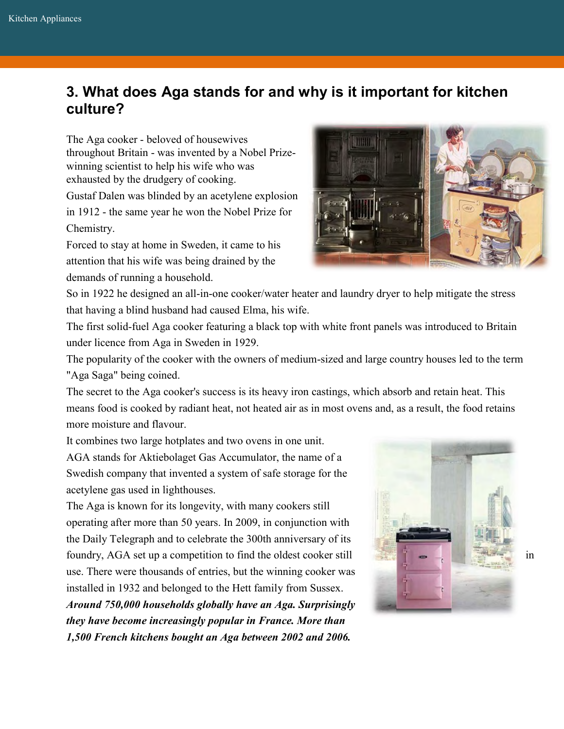## 3. What does Aga stands for and why is it important for kitchen culture?

The Aga cooker - beloved of housewives throughout Britain - was invented by a Nobel Prize-winning scientist to help his wife who was exhausted by the drudgery of cooking.

Gustaf Dalen was blinded by an acetylene explosion in 1912 - the same year he won the Nobel Prize for Chemistry.

Forced to stay at home in Sweden, it came to his attention that his wife was being drained by the demands of running a household.

So in 1922 he designed an all-in-one cooker/water heater and laundry dryer to help mitigate the stress that having a blind husband had caused Elma, his wife.

The first solid-fuel Aga cooker featuring a black top with white front panels was introduced to Britain under licence from Aga in Sweden in 1929.

The popularity of the cooker with the owners of medium-sized and large country houses led to the term "Aga Saga" being coined.

The secret to the Aga cooker's success is its heavy iron castings, which absorb and retain heat. This means food is cooked by radiant heat, not heated air as in most ovens and, as a result, the food retains more moisture and flavour.

It combines two large hotplates and two ovens in one unit.

AGA stands for Aktiebolaget Gas Accumulator, the name of a Swedish company that invented a system of safe storage for the acetylene gas used in lighthouses.

The Aga is known for its longevity, with many cookers still operating after more than 50 years. In 2009, in conjunction with the Daily Telegraph and to celebrate the 300th anniversary of its foundry, AGA set up a competition to find the oldest cooker still in use. There were thousands of entries, but the winning cooker was installed in 1932 and belonged to the Hett family from Sussex.

***Around 750,000 households globally have an Aga. Surprisingly they have become increasingly popular in France. More than 1,500 French kitchens bought an Aga between 2002 and 2006.***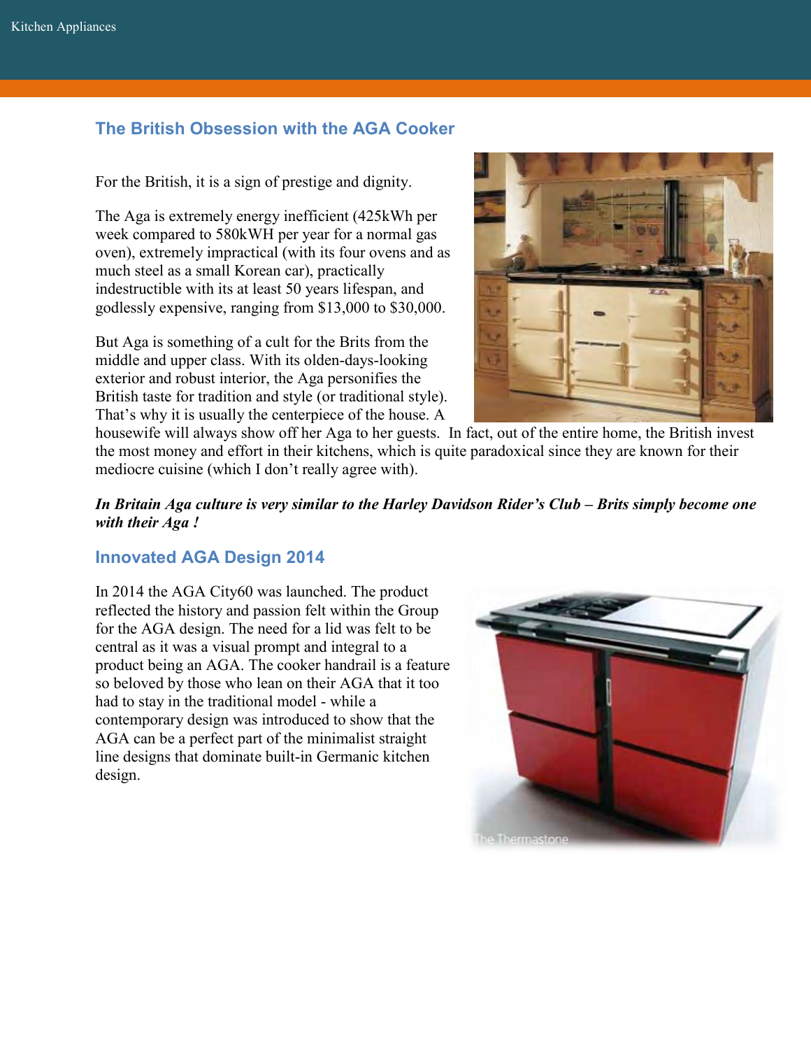## The British Obsession with the AGA Cooker

For the British, it is a sign of prestige and dignity.

The Aga is extremely energy inefficient (425kWh per week compared to 580kWH per year for a normal gas oven), extremely impractical (with its four ovens and as much steel as a small Korean car), practically indestructible with its at least 50 years lifespan, and godlessly expensive, ranging from $13,000 to $30,000.

But Aga is something of a cult for the Brits from the middle and upper class. With its olden-days-looking exterior and robust interior, the Aga personifies the British taste for tradition and style (or traditional style). That's why it is usually the centerpiece of the house. A housewife will always show off her Aga to her guests. In fact, out of the entire home, the British invest the most money and effort in their kitchens, which is quite paradoxical since they are known for their mediocre cuisine (which I don't really agree with).

***In Britain Aga culture is very similar to the Harley Davidson Rider's Club – Brits simply become one with their Aga !***

## Innovated AGA Design 2014

In 2014 the AGA City60 was launched. The product reflected the history and passion felt within the Group for the AGA design. The need for a lid was felt to be central as it was a visual prompt and integral to a product being an AGA. The cooker handrail is a feature so beloved by those who lean on their AGA that it too had to stay in the traditional model - while a contemporary design was introduced to show that the AGA can be a perfect part of the minimalist straight line designs that dominate built-in Germanic kitchen design.

The Thermastone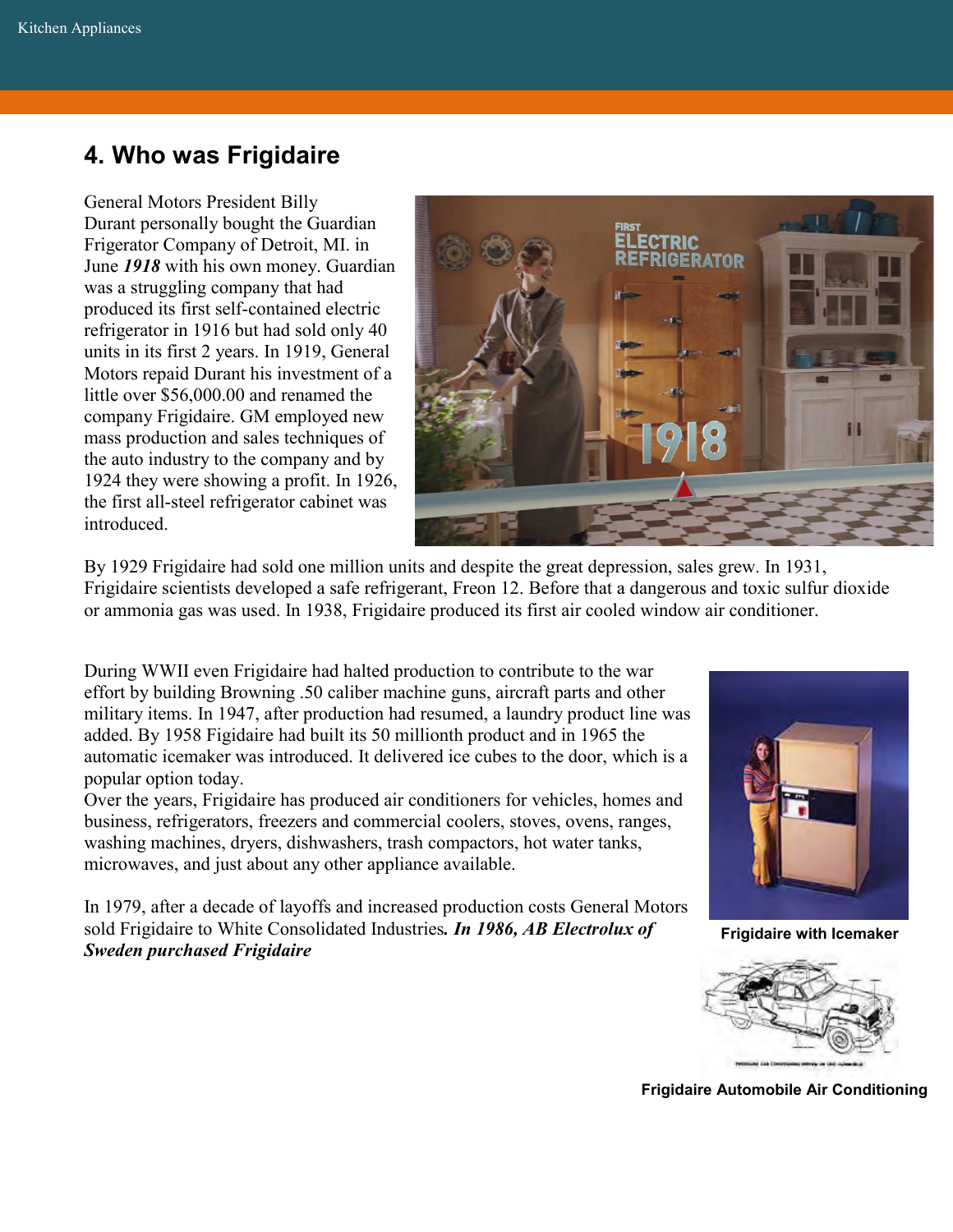## 4. Who was Frigidaire

General Motors President Billy Durant personally bought the Guardian Frigerator Company of Detroit, MI. in June ***1918*** with his own money. Guardian was a struggling company that had produced its first self-contained electric refrigerator in 1916 but had sold only 40 units in its first 2 years. In 1919, General Motors repaid Durant his investment of a little over $56,000.00 and renamed the company Frigidaire. GM employed new mass production and sales techniques of the auto industry to the company and by 1924 they were showing a profit. In 1926, the first all-steel refrigerator cabinet was introduced.

By 1929 Frigidaire had sold one million units and despite the great depression, sales grew. In 1931, Frigidaire scientists developed a safe refrigerant, Freon 12. Before that a dangerous and toxic sulfur dioxide or ammonia gas was used. In 1938, Frigidaire produced its first air cooled window air conditioner.

During WWII even Frigidaire had halted production to contribute to the war effort by building Browning .50 caliber machine guns, aircraft parts and other military items. In 1947, after production had resumed, a laundry product line was added. By 1958 Figidaire had built its 50 millionth product and in 1965 the automatic icemaker was introduced. It delivered ice cubes to the door, which is a popular option today.

Over the years, Frigidaire has produced air conditioners for vehicles, homes and business, refrigerators, freezers and commercial coolers, stoves, ovens, ranges, washing machines, dryers, dishwashers, trash compactors, hot water tanks, microwaves, and just about any other appliance available.

In 1979, after a decade of layoffs and increased production costs General Motors sold Frigidaire to White Consolidated Industries***. In 1986, AB Electrolux of Sweden purchased Frigidaire***

**Frigidaire with Icemaker**

**Frigidaire Automobile Air Conditioning**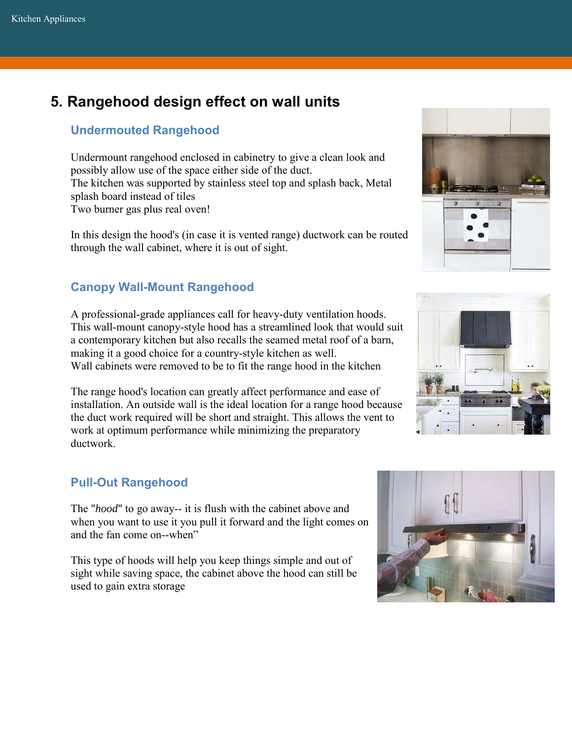## 5. Rangehood design effect on wall units

### Undermouted Rangehood

Undermount rangehood enclosed in cabinetry to give a clean look and possibly allow use of the space either side of the duct.
The kitchen was supported by stainless steel top and splash back, Metal splash board instead of tiles
Two burner gas plus real oven!

In this design the hood's (in case it is vented range) ductwork can be routed through the wall cabinet, where it is out of sight.

### Canopy Wall-Mount Rangehood

A professional-grade appliances call for heavy-duty ventilation hoods. This wall-mount canopy-style hood has a streamlined look that would suit a contemporary kitchen but also recalls the seamed metal roof of a barn, making it a good choice for a country-style kitchen as well.
Wall cabinets were removed to be to fit the range hood in the kitchen

The range hood's location can greatly affect performance and ease of installation. An outside wall is the ideal location for a range hood because the duct work required will be short and straight. This allows the vent to work at optimum performance while minimizing the preparatory ductwork.

### Pull-Out Rangehood

The "*hood*" to go away-- it is flush with the cabinet above and when you want to use it you pull it forward and the light comes on and the fan come on--when"

This type of hoods will help you keep things simple and out of sight while saving space, the cabinet above the hood can still be used to gain extra storage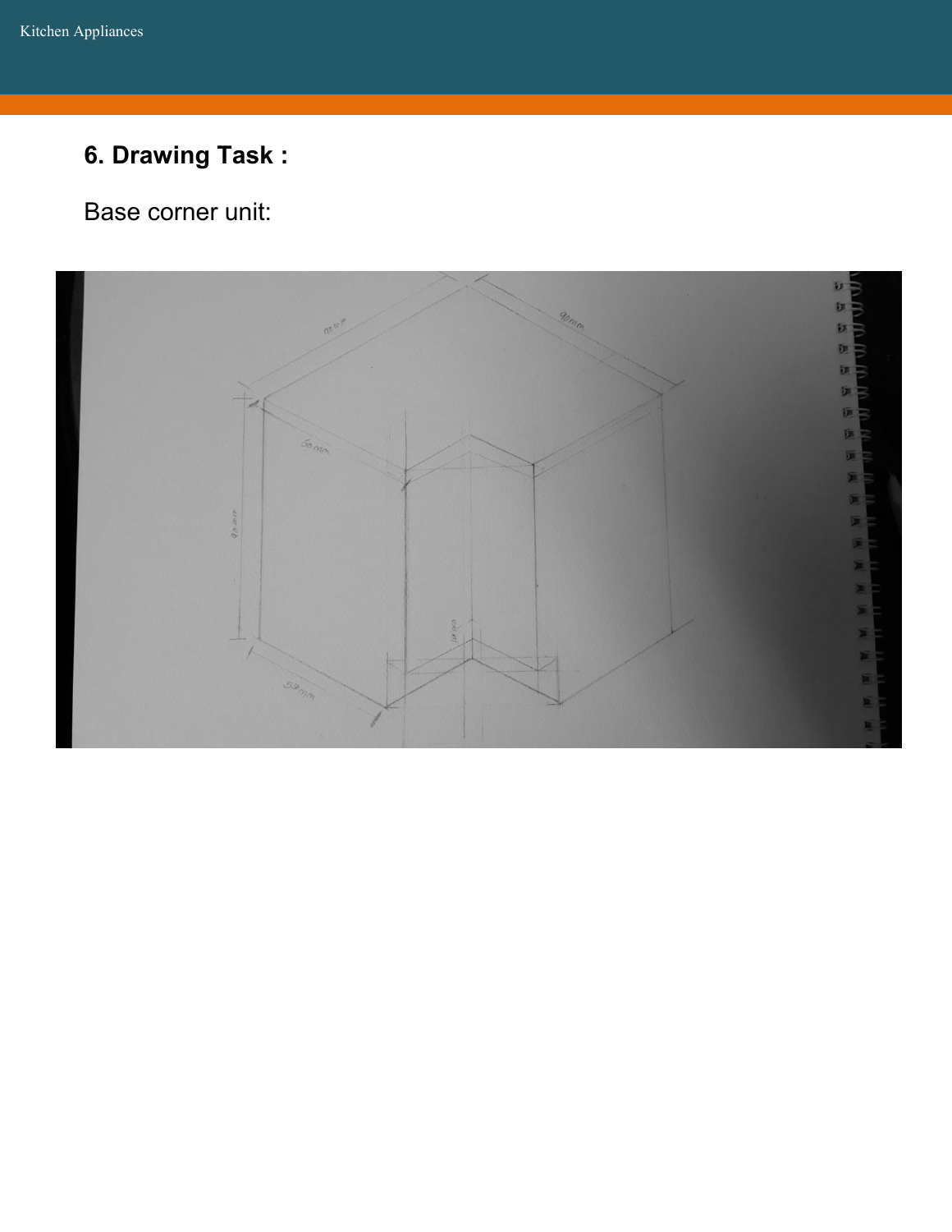## 6. Drawing Task :

Base corner unit: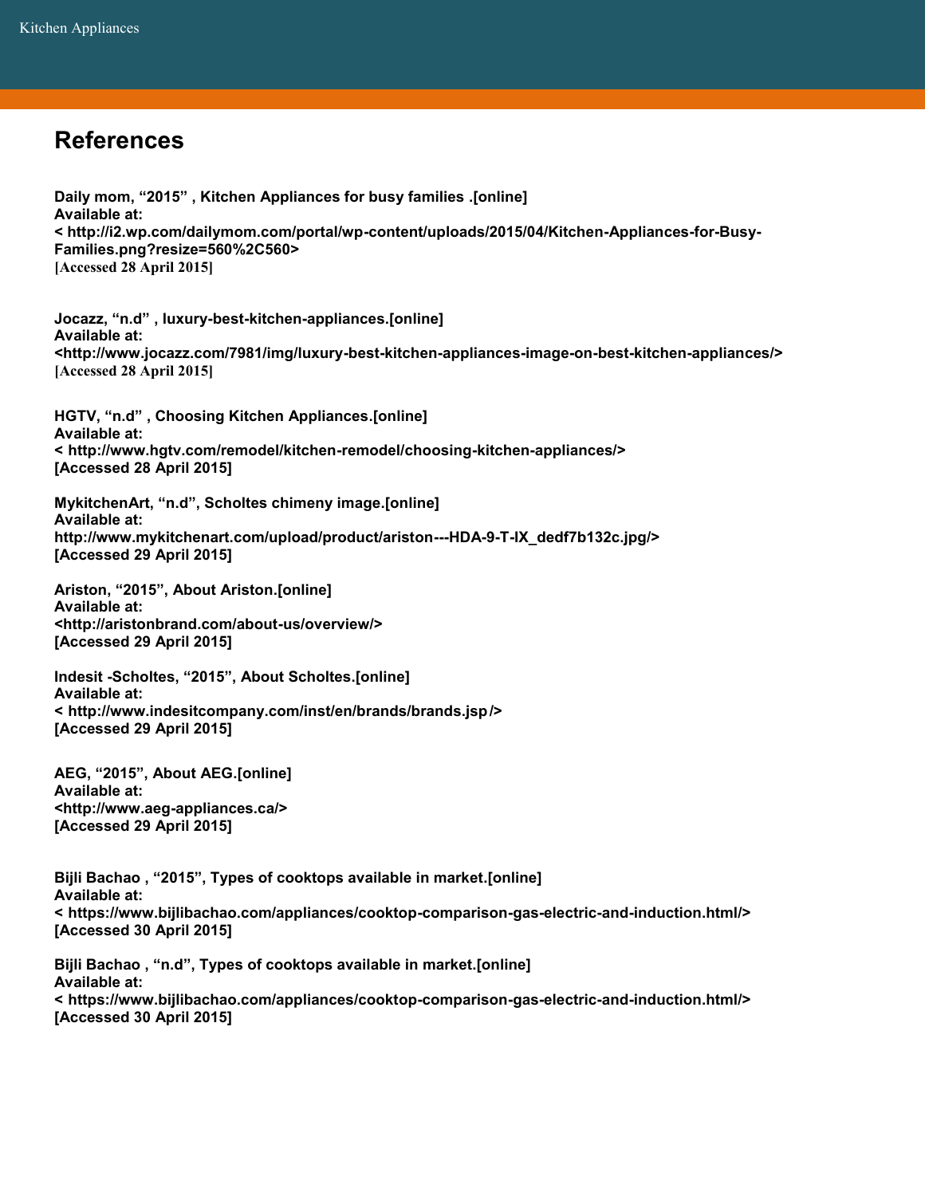# References

**Daily mom, “2015” , Kitchen Appliances for busy families .[online]**
**Available at:**
**< http://i2.wp.com/dailymom.com/portal/wp-content/uploads/2015/04/Kitchen-Appliances-for-Busy-Families.png?resize=560%2C560>**
**[Accessed 28 April 2015]**

**Jocazz, “n.d” , luxury-best-kitchen-appliances.[online]**
**Available at:**
**<http://www.jocazz.com/7981/img/luxury-best-kitchen-appliances-image-on-best-kitchen-appliances/>**
**[Accessed 28 April 2015]**

**HGTV, “n.d” , Choosing Kitchen Appliances.[online]**
**Available at:**
**< http://www.hgtv.com/remodel/kitchen-remodel/choosing-kitchen-appliances/>**
**[Accessed 28 April 2015]**

**MykitchenArt, “n.d”, Scholtes chimeny image.[online]**
**Available at:**
**http://www.mykitchenart.com/upload/product/ariston---HDA-9-T-IX_dedf7b132c.jpg/>**
**[Accessed 29 April 2015]**

**Ariston, “2015”, About Ariston.[online]**
**Available at:**
**<http://aristonbrand.com/about-us/overview/>**
**[Accessed 29 April 2015]**

**Indesit -Scholtes, “2015”, About Scholtes.[online]**
**Available at:**
**< http://www.indesitcompany.com/inst/en/brands/brands.jsp/>**
**[Accessed 29 April 2015]**

**AEG, “2015”, About AEG.[online]**
**Available at:**
**<http://www.aeg-appliances.ca/>**
**[Accessed 29 April 2015]**

**Bijli Bachao , “2015”, Types of cooktops available in market.[online]**
**Available at:**
**< https://www.bijlibachao.com/appliances/cooktop-comparison-gas-electric-and-induction.html/>**
**[Accessed 30 April 2015]**

**Bijli Bachao , “n.d”, Types of cooktops available in market.[online]**
**Available at:**
**< https://www.bijlibachao.com/appliances/cooktop-comparison-gas-electric-and-induction.html/>**
**[Accessed 30 April 2015]**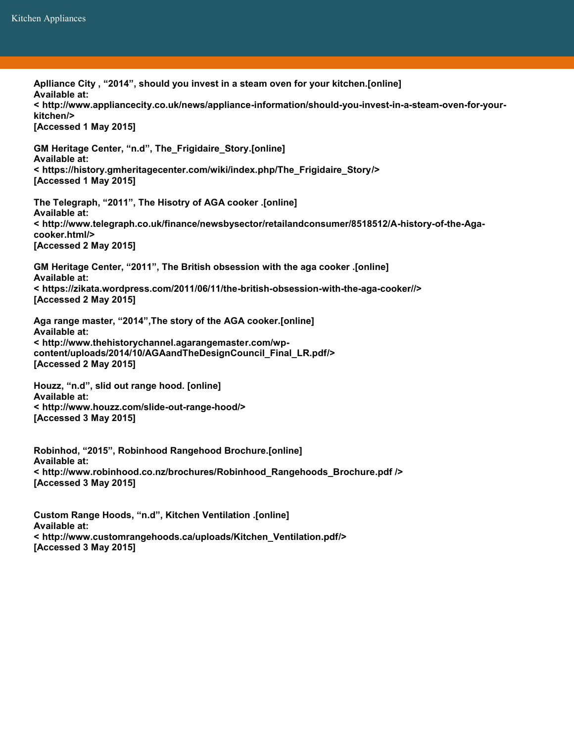**Aplliance City , “2014”, should you invest in a steam oven for your kitchen.[online]**
**Available at:**
**< http://www.appliancecity.co.uk/news/appliance-information/should-you-invest-in-a-steam-oven-for-your-kitchen/>**
**[Accessed 1 May 2015]**

**GM Heritage Center, “n.d”, The_Frigidaire_Story.[online]**
**Available at:**
**< https://history.gmheritagecenter.com/wiki/index.php/The_Frigidaire_Story/>**
**[Accessed 1 May 2015]**

**The Telegraph, “2011”, The Hisotry of AGA cooker .[online]**
**Available at:**
**< http://www.telegraph.co.uk/finance/newsbysector/retailandconsumer/8518512/A-history-of-the-Aga-cooker.html/>**
**[Accessed 2 May 2015]**

**GM Heritage Center, “2011”, The British obsession with the aga cooker .[online]**
**Available at:**
**< https://zikata.wordpress.com/2011/06/11/the-british-obsession-with-the-aga-cooker//>**
**[Accessed 2 May 2015]**

**Aga range master, “2014”,The story of the AGA cooker.[online]**
**Available at:**
**< http://www.thehistorychannel.agarangemaster.com/wp-content/uploads/2014/10/AGAandTheDesignCouncil_Final_LR.pdf/>**
**[Accessed 2 May 2015]**

**Houzz, “n.d”, slid out range hood. [online]**
**Available at:**
**< http://www.houzz.com/slide-out-range-hood/>**
**[Accessed 3 May 2015]**

**Robinhod, “2015”, Robinhood Rangehood Brochure.[online]**
**Available at:**
**< http://www.robinhood.co.nz/brochures/Robinhood_Rangehoods_Brochure.pdf />**
**[Accessed 3 May 2015]**

**Custom Range Hoods, “n.d”, Kitchen Ventilation .[online]**
**Available at:**
**< http://www.customrangehoods.ca/uploads/Kitchen_Ventilation.pdf/>**
**[Accessed 3 May 2015]**